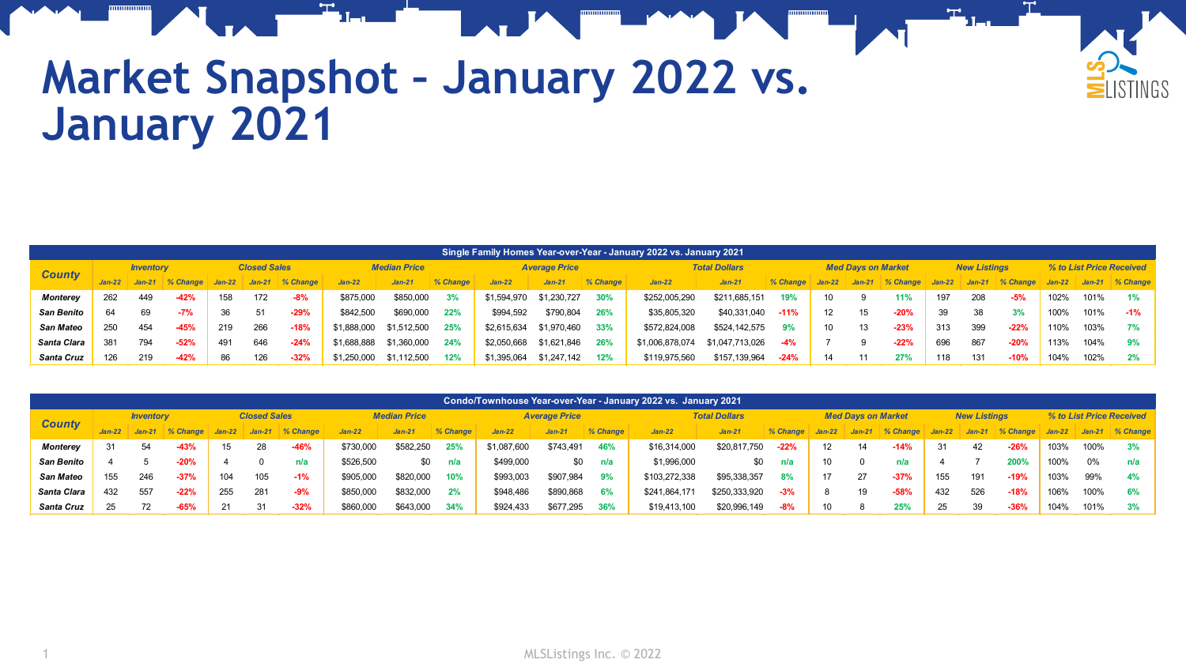# Market Snapshot – January 2022 vs. January 2021

| Single Family Homes Year-over-Year - January 2022 vs. January 2021 | | | | | | | | | | | | | | | | | | | | | | | | |
|---|---|---|---|---|---|---|---|---|---|---|---|---|---|---|---|---|---|---|---|---|---|---|---|---|
| **County** | **Inventory** | | | **Closed Sales** | | | **Median Price** | | | **Average Price** | | | **Total Dollars** | | | **Med Days on Market** | | | **New Listings** | | | **% to List Price Received** | | |
| | *Jan-22* | *Jan-21* | *% Change* | *Jan-22* | *Jan-21* | *% Change* | *Jan-22* | *Jan-21* | *% Change* | *Jan-22* | *Jan-21* | *% Change* | *Jan-22* | *Jan-21* | *% Change* | *Jan-22* | *Jan-21* | *% Change* | *Jan-22* | *Jan-21* | *% Change* | *Jan-22* | *Jan-21* | *% Change* |
| **Monterey** | 262 | 449 | -42% | 158 | 172 | -8% | $875,000 | $850,000 | 3% | $1,594,970 | $1,230,727 | 30% | $252,005,290 | $211,685,151 | 19% | 10 | 9 | 11% | 197 | 208 | -5% | 102% | 101% | 1% |
| **San Benito** | 64 | 69 | -7% | 36 | 51 | -29% | $842,500 | $690,000 | 22% | $994,592 | $790,804 | 26% | $35,805,320 | $40,331,040 | -11% | 12 | 15 | -20% | 39 | 38 | 3% | 100% | 101% | -1% |
| **San Mateo** | 250 | 454 | -45% | 219 | 266 | -18% | $1,888,000 | $1,512,500 | 25% | $2,615,634 | $1,970,460 | 33% | $572,824,008 | $524,142,575 | 9% | 10 | 13 | -23% | 313 | 399 | -22% | 110% | 103% | 7% |
| **Santa Clara** | 381 | 794 | -52% | 491 | 646 | -24% | $1,688,888 | $1,360,000 | 24% | $2,050,668 | $1,621,846 | 26% | $1,006,878,074 | $1,047,713,026 | -4% | 7 | 9 | -22% | 696 | 867 | -20% | 113% | 104% | 9% |
| **Santa Cruz** | 126 | 219 | -42% | 86 | 126 | -32% | $1,250,000 | $1,112,500 | 12% | $1,395,064 | $1,247,142 | 12% | $119,975,560 | $157,139,964 | -24% | 14 | 11 | 27% | 118 | 131 | -10% | 104% | 102% | 2% |

| Condo/Townhouse Year-over-Year - January 2022 vs. January 2021 | | | | | | | | | | | | | | | | | | | | | | | | |
|---|---|---|---|---|---|---|---|---|---|---|---|---|---|---|---|---|---|---|---|---|---|---|---|---|
| **County** | **Inventory** | | | **Closed Sales** | | | **Median Price** | | | **Average Price** | | | **Total Dollars** | | | **Med Days on Market** | | | **New Listings** | | | **% to List Price Received** | | |
| | *Jan-22* | *Jan-21* | *% Change* | *Jan-22* | *Jan-21* | *% Change* | *Jan-22* | *Jan-21* | *% Change* | *Jan-22* | *Jan-21* | *% Change* | *Jan-22* | *Jan-21* | *% Change* | *Jan-22* | *Jan-21* | *% Change* | *Jan-22* | *Jan-21* | *% Change* | *Jan-22* | *Jan-21* | *% Change* |
| **Monterey** | 31 | 54 | -43% | 15 | 28 | -46% | $730,000 | $582,250 | 25% | $1,087,600 | $743,491 | 46% | $16,314,000 | $20,817,750 | -22% | 12 | 14 | -14% | 31 | 42 | -26% | 103% | 100% | 3% |
| **San Benito** | 4 | 5 | -20% | 4 | 0 | n/a | $526,500 | $0 | n/a | $499,000 | $0 | n/a | $1,996,000 | $0 | n/a | 10 | 0 | n/a | 4 | 7 | 200% | 100% | 0% | n/a |
| **San Mateo** | 155 | 246 | -37% | 104 | 105 | -1% | $905,000 | $820,000 | 10% | $993,003 | $907,984 | 9% | $103,272,338 | $95,338,357 | 8% | 17 | 27 | -37% | 155 | 191 | -19% | 103% | 99% | 4% |
| **Santa Clara** | 432 | 557 | -22% | 255 | 281 | -9% | $850,000 | $832,000 | 2% | $948,486 | $890,868 | 6% | $241,864,171 | $250,333,920 | -3% | 8 | 19 | -58% | 432 | 526 | -18% | 106% | 100% | 6% |
| **Santa Cruz** | 25 | 72 | -65% | 21 | 31 | -32% | $860,000 | $643,000 | 34% | $924,433 | $677,295 | 36% | $19,413,100 | $20,996,149 | -8% | 10 | 8 | 25% | 25 | 39 | -36% | 104% | 101% | 3% |

MLSListings Inc. © 2022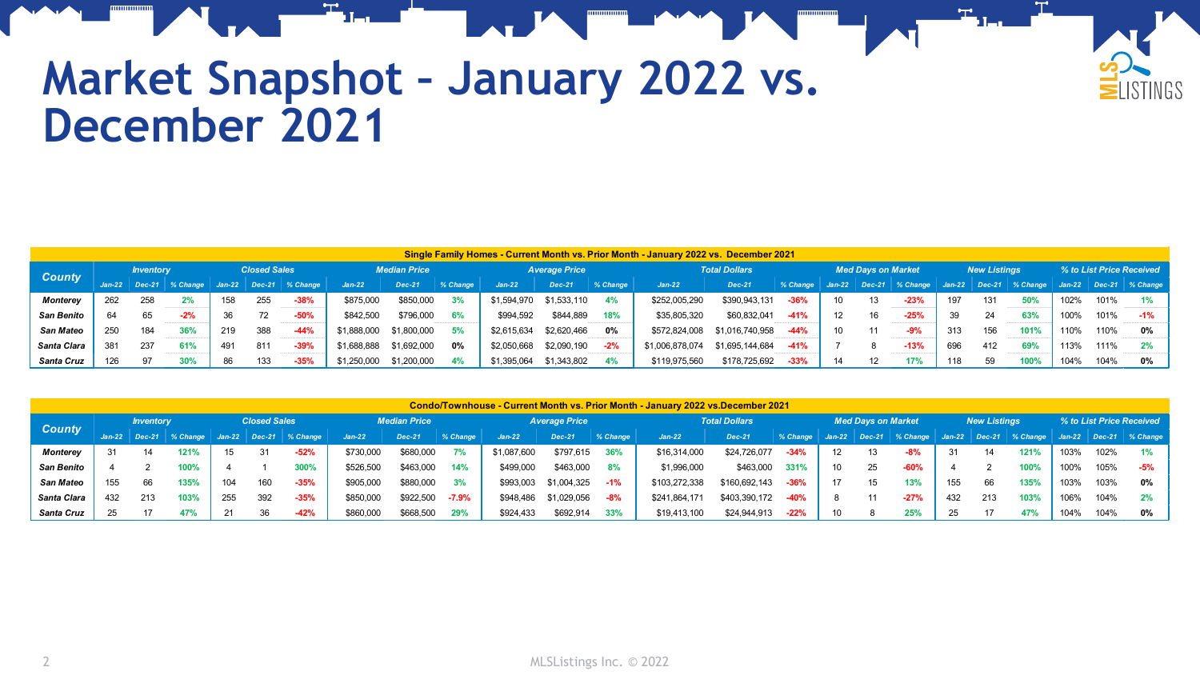# Market Snapshot – January 2022 vs. December 2021

| Single Family Homes - Current Month vs. Prior Month - January 2022 vs. December 2021 | | | | | | | | | | | | | | | | | | | | | | | | |
|---|---|---|---|---|---|---|---|---|---|---|---|---|---|---|---|---|---|---|---|---|---|---|---|---|
| **County** | *Inventory* | | | *Closed Sales* | | | *Median Price* | | | *Average Price* | | | *Total Dollars* | | | *Med Days on Market* | | | *New Listings* | | | *% to List Price Received* | | |
| | *Jan-22* | *Dec-21* | *% Change* | *Jan-22* | *Dec-21* | *% Change* | *Jan-22* | *Dec-21* | *% Change* | *Jan-22* | *Dec-21* | *% Change* | *Jan-22* | *Dec-21* | *% Change* | *Jan-22* | *Dec-21* | *% Change* | *Jan-22* | *Dec-21* | *% Change* | *Jan-22* | *Dec-21* | *% Change* |
| **Monterey** | 262 | 258 | 2% | 158 | 255 | -38% | $875,000 | $850,000 | 3% | $1,594,970 | $1,533,110 | 4% | $252,005,290 | $390,943,131 | -36% | 10 | 13 | -23% | 197 | 131 | 50% | 102% | 101% | 1% |
| **San Benito** | 64 | 65 | -2% | 36 | 72 | -50% | $842,500 | $796,000 | 6% | $994,592 | $844,889 | 18% | $35,805,320 | $60,832,041 | -41% | 12 | 16 | -25% | 39 | 24 | 63% | 100% | 101% | -1% |
| **San Mateo** | 250 | 184 | 36% | 219 | 388 | -44% | $1,888,000 | $1,800,000 | 5% | $2,615,634 | $2,620,466 | 0% | $572,824,008 | $1,016,740,958 | -44% | 10 | 11 | -9% | 313 | 156 | 101% | 110% | 110% | 0% |
| **Santa Clara** | 381 | 237 | 61% | 491 | 811 | -39% | $1,688,888 | $1,692,000 | 0% | $2,050,668 | $2,090,190 | -2% | $1,006,878,074 | $1,695,144,684 | -41% | 7 | 8 | -13% | 696 | 412 | 69% | 113% | 111% | 2% |
| **Santa Cruz** | 126 | 97 | 30% | 86 | 133 | -35% | $1,250,000 | $1,200,000 | 4% | $1,395,064 | $1,343,802 | 4% | $119,975,560 | $178,725,692 | -33% | 14 | 12 | 17% | 118 | 59 | 100% | 104% | 104% | 0% |

| Condo/Townhouse - Current Month vs. Prior Month - January 2022 vs.December 2021 | | | | | | | | | | | | | | | | | | | | | | | | |
|---|---|---|---|---|---|---|---|---|---|---|---|---|---|---|---|---|---|---|---|---|---|---|---|---|
| **County** | *Inventory* | | | *Closed Sales* | | | *Median Price* | | | *Average Price* | | | *Total Dollars* | | | *Med Days on Market* | | | *New Listings* | | | *% to List Price Received* | | |
| | *Jan-22* | *Dec-21* | *% Change* | *Jan-22* | *Dec-21* | *% Change* | *Jan-22* | *Dec-21* | *% Change* | *Jan-22* | *Dec-21* | *% Change* | *Jan-22* | *Dec-21* | *% Change* | *Jan-22* | *Dec-21* | *% Change* | *Jan-22* | *Dec-21* | *% Change* | *Jan-22* | *Dec-21* | *% Change* |
| **Monterey** | 31 | 14 | 121% | 15 | 31 | -52% | $730,000 | $680,000 | 7% | $1,087,600 | $797,615 | 36% | $16,314,000 | $24,726,077 | -34% | 12 | 13 | -8% | 31 | 14 | 121% | 103% | 102% | 1% |
| **San Benito** | 4 | 2 | 100% | 4 | 1 | 300% | $526,500 | $463,000 | 14% | $499,000 | $463,000 | 8% | $1,996,000 | $463,000 | 331% | 10 | 25 | -60% | 4 | 2 | 100% | 100% | 105% | -5% |
| **San Mateo** | 155 | 66 | 135% | 104 | 160 | -35% | $905,000 | $880,000 | 3% | $993,003 | $1,004,325 | -1% | $103,272,338 | $160,692,143 | -36% | 17 | 15 | 13% | 155 | 66 | 135% | 103% | 103% | 0% |
| **Santa Clara** | 432 | 213 | 103% | 255 | 392 | -35% | $850,000 | $922,500 | -7.9% | $948,486 | $1,029,056 | -8% | $241,864,171 | $403,390,172 | -40% | 8 | 11 | -27% | 432 | 213 | 103% | 106% | 104% | 2% |
| **Santa Cruz** | 25 | 17 | 47% | 21 | 36 | -42% | $860,000 | $668,500 | 29% | $924,433 | $692,914 | 33% | $19,413,100 | $24,944,913 | -22% | 10 | 8 | 25% | 25 | 17 | 47% | 104% | 104% | 0% |

MLSListings Inc. © 2022